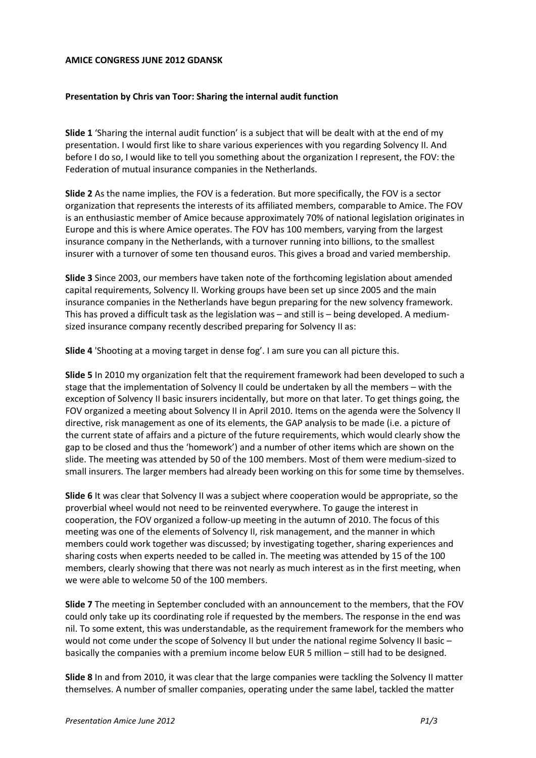**AMICE CONGRESS JUNE 2012 GDANSK**

**Presentation by Chris van Toor: Sharing the internal audit function**

**Slide 1** 'Sharing the internal audit function' is a subject that will be dealt with at the end of my presentation. I would first like to share various experiences with you regarding Solvency II. And before I do so, I would like to tell you something about the organization I represent, the FOV: the Federation of mutual insurance companies in the Netherlands.

**Slide 2** As the name implies, the FOV is a federation. But more specifically, the FOV is a sector organization that represents the interests of its affiliated members, comparable to Amice. The FOV is an enthusiastic member of Amice because approximately 70% of national legislation originates in Europe and this is where Amice operates. The FOV has 100 members, varying from the largest insurance company in the Netherlands, with a turnover running into billions, to the smallest insurer with a turnover of some ten thousand euros. This gives a broad and varied membership.

**Slide 3** Since 2003, our members have taken note of the forthcoming legislation about amended capital requirements, Solvency II. Working groups have been set up since 2005 and the main insurance companies in the Netherlands have begun preparing for the new solvency framework. This has proved a difficult task as the legislation was – and still is – being developed. A medium-sized insurance company recently described preparing for Solvency II as:

**Slide 4** 'Shooting at a moving target in dense fog'. I am sure you can all picture this.

**Slide 5** In 2010 my organization felt that the requirement framework had been developed to such a stage that the implementation of Solvency II could be undertaken by all the members – with the exception of Solvency II basic insurers incidentally, but more on that later. To get things going, the FOV organized a meeting about Solvency II in April 2010. Items on the agenda were the Solvency II directive, risk management as one of its elements, the GAP analysis to be made (i.e. a picture of the current state of affairs and a picture of the future requirements, which would clearly show the gap to be closed and thus the 'homework') and a number of other items which are shown on the slide. The meeting was attended by 50 of the 100 members. Most of them were medium-sized to small insurers. The larger members had already been working on this for some time by themselves.

**Slide 6** It was clear that Solvency II was a subject where cooperation would be appropriate, so the proverbial wheel would not need to be reinvented everywhere. To gauge the interest in cooperation, the FOV organized a follow-up meeting in the autumn of 2010. The focus of this meeting was one of the elements of Solvency II, risk management, and the manner in which members could work together was discussed; by investigating together, sharing experiences and sharing costs when experts needed to be called in. The meeting was attended by 15 of the 100 members, clearly showing that there was not nearly as much interest as in the first meeting, when we were able to welcome 50 of the 100 members.

**Slide 7** The meeting in September concluded with an announcement to the members, that the FOV could only take up its coordinating role if requested by the members. The response in the end was nil. To some extent, this was understandable, as the requirement framework for the members who would not come under the scope of Solvency II but under the national regime Solvency II basic – basically the companies with a premium income below EUR 5 million – still had to be designed.

**Slide 8** In and from 2010, it was clear that the large companies were tackling the Solvency II matter themselves. A number of smaller companies, operating under the same label, tackled the matter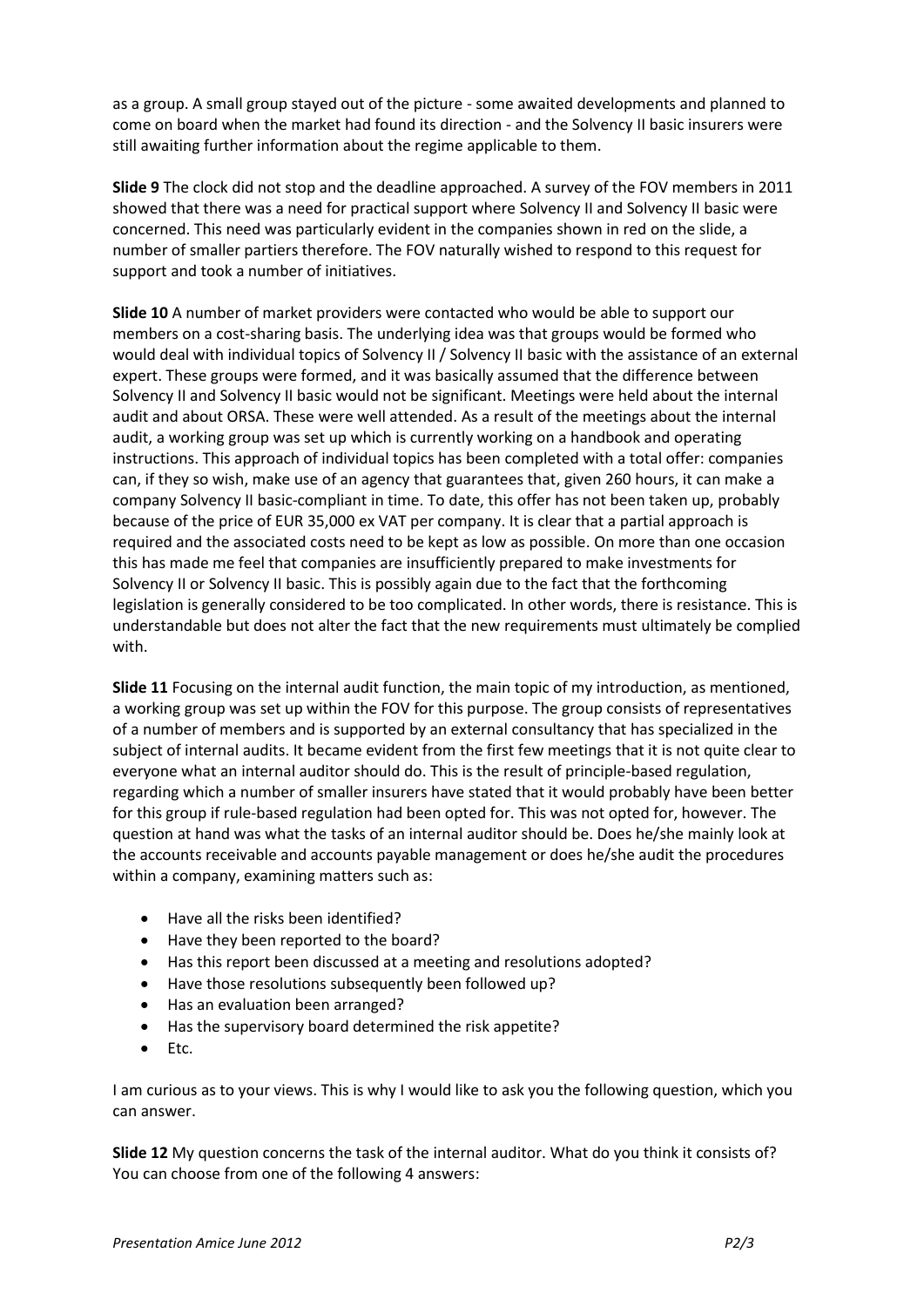as a group. A small group stayed out of the picture - some awaited developments and planned to come on board when the market had found its direction - and the Solvency II basic insurers were still awaiting further information about the regime applicable to them.

**Slide 9** The clock did not stop and the deadline approached. A survey of the FOV members in 2011 showed that there was a need for practical support where Solvency II and Solvency II basic were concerned. This need was particularly evident in the companies shown in red on the slide, a number of smaller partiers therefore. The FOV naturally wished to respond to this request for support and took a number of initiatives.

**Slide 10** A number of market providers were contacted who would be able to support our members on a cost-sharing basis. The underlying idea was that groups would be formed who would deal with individual topics of Solvency II / Solvency II basic with the assistance of an external expert. These groups were formed, and it was basically assumed that the difference between Solvency II and Solvency II basic would not be significant. Meetings were held about the internal audit and about ORSA. These were well attended. As a result of the meetings about the internal audit, a working group was set up which is currently working on a handbook and operating instructions. This approach of individual topics has been completed with a total offer: companies can, if they so wish, make use of an agency that guarantees that, given 260 hours, it can make a company Solvency II basic-compliant in time. To date, this offer has not been taken up, probably because of the price of EUR 35,000 ex VAT per company. It is clear that a partial approach is required and the associated costs need to be kept as low as possible. On more than one occasion this has made me feel that companies are insufficiently prepared to make investments for Solvency II or Solvency II basic. This is possibly again due to the fact that the forthcoming legislation is generally considered to be too complicated. In other words, there is resistance. This is understandable but does not alter the fact that the new requirements must ultimately be complied with.

**Slide 11** Focusing on the internal audit function, the main topic of my introduction, as mentioned, a working group was set up within the FOV for this purpose. The group consists of representatives of a number of members and is supported by an external consultancy that has specialized in the subject of internal audits. It became evident from the first few meetings that it is not quite clear to everyone what an internal auditor should do. This is the result of principle-based regulation, regarding which a number of smaller insurers have stated that it would probably have been better for this group if rule-based regulation had been opted for. This was not opted for, however. The question at hand was what the tasks of an internal auditor should be. Does he/she mainly look at the accounts receivable and accounts payable management or does he/she audit the procedures within a company, examining matters such as:

- Have all the risks been identified?
- Have they been reported to the board?
- Has this report been discussed at a meeting and resolutions adopted?
- Have those resolutions subsequently been followed up?
- Has an evaluation been arranged?
- Has the supervisory board determined the risk appetite?
- Etc.

I am curious as to your views. This is why I would like to ask you the following question, which you can answer.

**Slide 12** My question concerns the task of the internal auditor. What do you think it consists of? You can choose from one of the following 4 answers: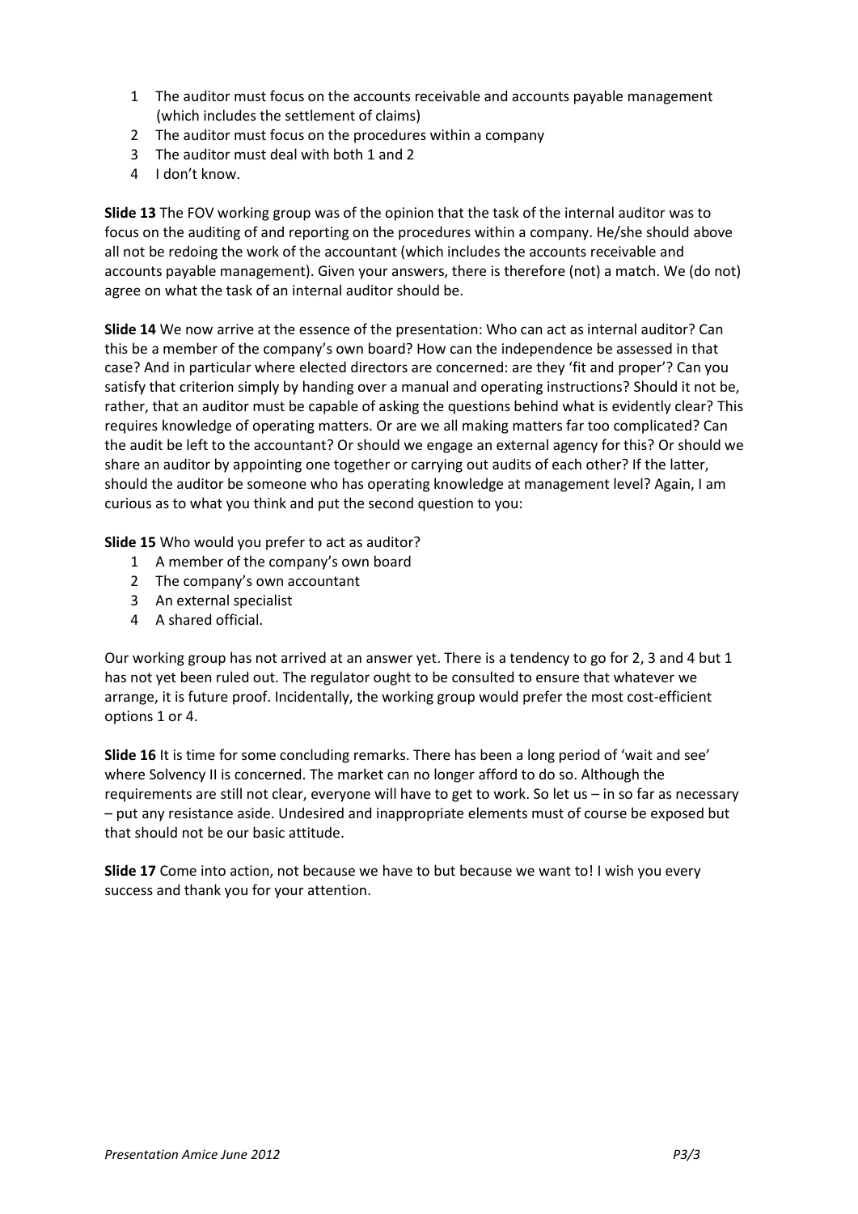1 The auditor must focus on the accounts receivable and accounts payable management (which includes the settlement of claims)
2 The auditor must focus on the procedures within a company
3 The auditor must deal with both 1 and 2
4 I don't know.

**Slide 13** The FOV working group was of the opinion that the task of the internal auditor was to focus on the auditing of and reporting on the procedures within a company. He/she should above all not be redoing the work of the accountant (which includes the accounts receivable and accounts payable management). Given your answers, there is therefore (not) a match. We (do not) agree on what the task of an internal auditor should be.

**Slide 14** We now arrive at the essence of the presentation: Who can act as internal auditor? Can this be a member of the company's own board? How can the independence be assessed in that case? And in particular where elected directors are concerned: are they 'fit and proper'? Can you satisfy that criterion simply by handing over a manual and operating instructions? Should it not be, rather, that an auditor must be capable of asking the questions behind what is evidently clear? This requires knowledge of operating matters. Or are we all making matters far too complicated? Can the audit be left to the accountant? Or should we engage an external agency for this? Or should we share an auditor by appointing one together or carrying out audits of each other? If the latter, should the auditor be someone who has operating knowledge at management level? Again, I am curious as to what you think and put the second question to you:

**Slide 15** Who would you prefer to act as auditor?

1 A member of the company's own board
2 The company's own accountant
3 An external specialist
4 A shared official.

Our working group has not arrived at an answer yet. There is a tendency to go for 2, 3 and 4 but 1 has not yet been ruled out. The regulator ought to be consulted to ensure that whatever we arrange, it is future proof. Incidentally, the working group would prefer the most cost-efficient options 1 or 4.

**Slide 16** It is time for some concluding remarks. There has been a long period of 'wait and see' where Solvency II is concerned. The market can no longer afford to do so. Although the requirements are still not clear, everyone will have to get to work. So let us – in so far as necessary – put any resistance aside. Undesired and inappropriate elements must of course be exposed but that should not be our basic attitude.

**Slide 17** Come into action, not because we have to but because we want to! I wish you every success and thank you for your attention.